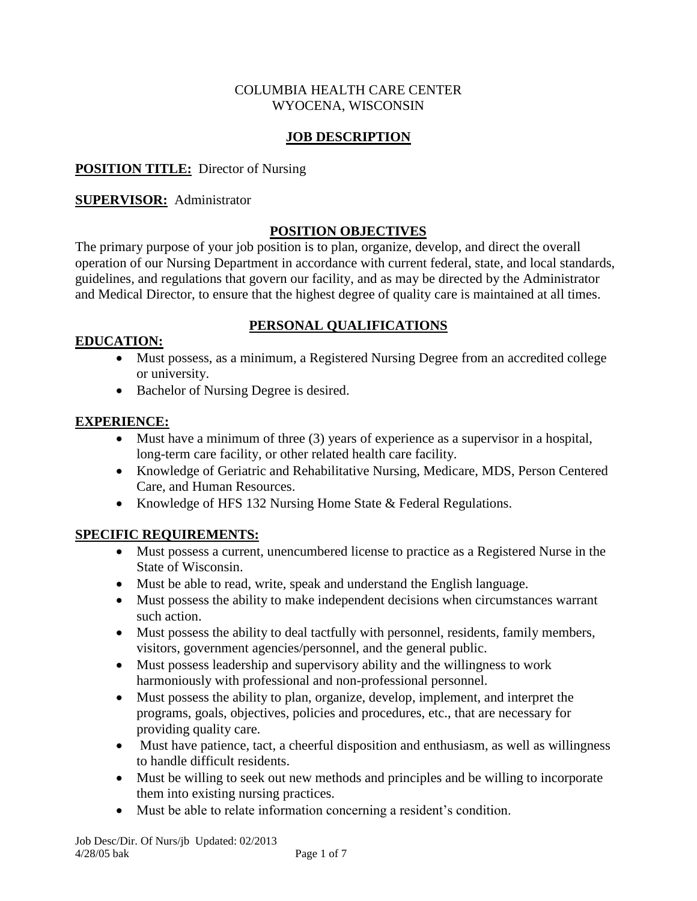COLUMBIA HEALTH CARE CENTER
WYOCENA, WISCONSIN

# JOB DESCRIPTION

**POSITION TITLE:** Director of Nursing

**SUPERVISOR:** Administrator

## POSITION OBJECTIVES

The primary purpose of your job position is to plan, organize, develop, and direct the overall operation of our Nursing Department in accordance with current federal, state, and local standards, guidelines, and regulations that govern our facility, and as may be directed by the Administrator and Medical Director, to ensure that the highest degree of quality care is maintained at all times.

## PERSONAL QUALIFICATIONS

### EDUCATION:

- Must possess, as a minimum, a Registered Nursing Degree from an accredited college or university.
- Bachelor of Nursing Degree is desired.

### EXPERIENCE:

- Must have a minimum of three (3) years of experience as a supervisor in a hospital, long-term care facility, or other related health care facility.
- Knowledge of Geriatric and Rehabilitative Nursing, Medicare, MDS, Person Centered Care, and Human Resources.
- Knowledge of HFS 132 Nursing Home State & Federal Regulations.

### SPECIFIC REQUIREMENTS:

- Must possess a current, unencumbered license to practice as a Registered Nurse in the State of Wisconsin.
- Must be able to read, write, speak and understand the English language.
- Must possess the ability to make independent decisions when circumstances warrant such action.
- Must possess the ability to deal tactfully with personnel, residents, family members, visitors, government agencies/personnel, and the general public.
- Must possess leadership and supervisory ability and the willingness to work harmoniously with professional and non-professional personnel.
- Must possess the ability to plan, organize, develop, implement, and interpret the programs, goals, objectives, policies and procedures, etc., that are necessary for providing quality care.
- Must have patience, tact, a cheerful disposition and enthusiasm, as well as willingness to handle difficult residents.
- Must be willing to seek out new methods and principles and be willing to incorporate them into existing nursing practices.
- Must be able to relate information concerning a resident's condition.

Job Desc/Dir. Of Nurs/jb Updated: 02/2013
4/28/05 bak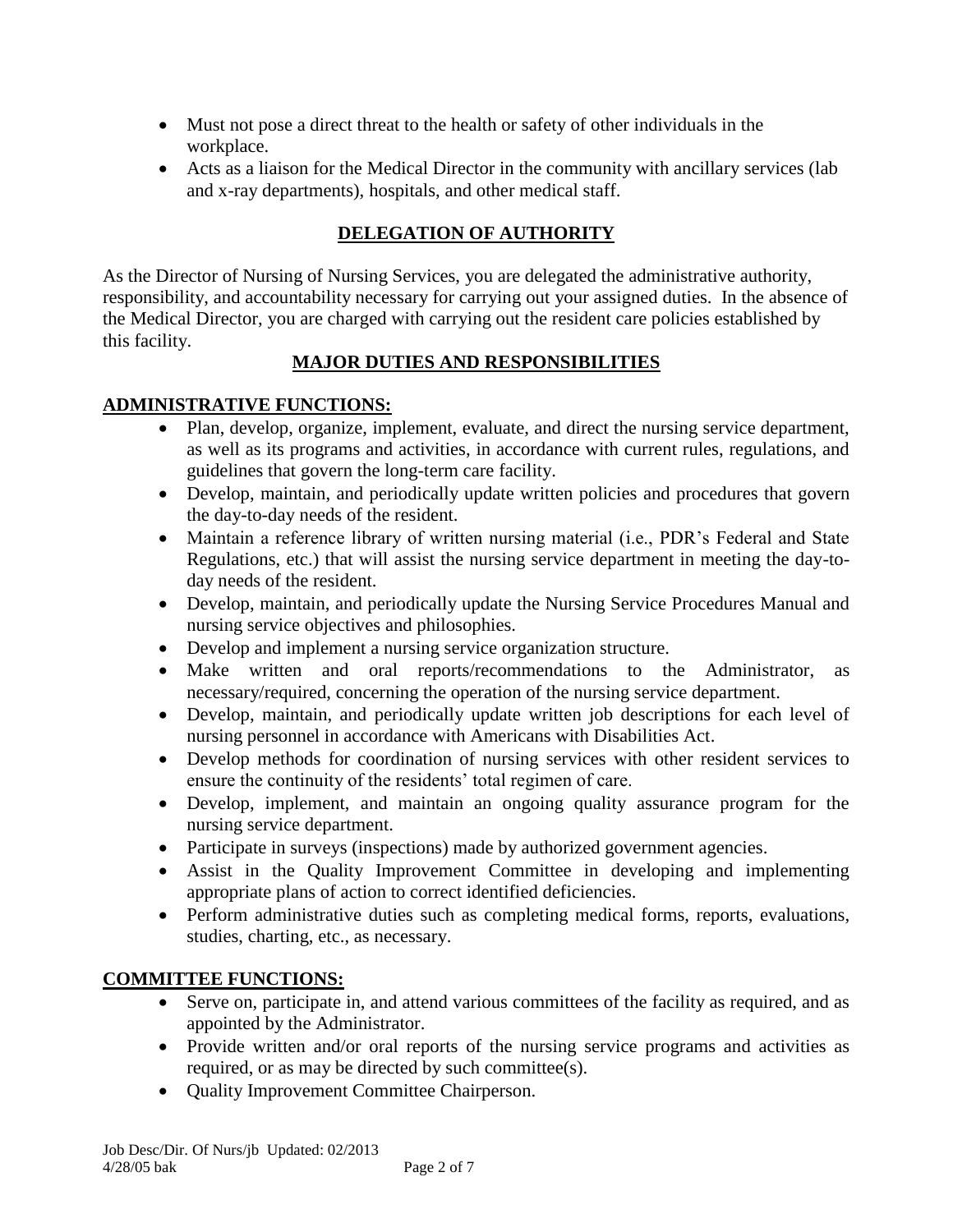- Must not pose a direct threat to the health or safety of other individuals in the workplace.
- Acts as a liaison for the Medical Director in the community with ancillary services (lab and x-ray departments), hospitals, and other medical staff.

## DELEGATION OF AUTHORITY

As the Director of Nursing of Nursing Services, you are delegated the administrative authority, responsibility, and accountability necessary for carrying out your assigned duties. In the absence of the Medical Director, you are charged with carrying out the resident care policies established by this facility.

## MAJOR DUTIES AND RESPONSIBILITIES

### ADMINISTRATIVE FUNCTIONS:

- Plan, develop, organize, implement, evaluate, and direct the nursing service department, as well as its programs and activities, in accordance with current rules, regulations, and guidelines that govern the long-term care facility.
- Develop, maintain, and periodically update written policies and procedures that govern the day-to-day needs of the resident.
- Maintain a reference library of written nursing material (i.e., PDR's Federal and State Regulations, etc.) that will assist the nursing service department in meeting the day-to-day needs of the resident.
- Develop, maintain, and periodically update the Nursing Service Procedures Manual and nursing service objectives and philosophies.
- Develop and implement a nursing service organization structure.
- Make written and oral reports/recommendations to the Administrator, as necessary/required, concerning the operation of the nursing service department.
- Develop, maintain, and periodically update written job descriptions for each level of nursing personnel in accordance with Americans with Disabilities Act.
- Develop methods for coordination of nursing services with other resident services to ensure the continuity of the residents' total regimen of care.
- Develop, implement, and maintain an ongoing quality assurance program for the nursing service department.
- Participate in surveys (inspections) made by authorized government agencies.
- Assist in the Quality Improvement Committee in developing and implementing appropriate plans of action to correct identified deficiencies.
- Perform administrative duties such as completing medical forms, reports, evaluations, studies, charting, etc., as necessary.

### COMMITTEE FUNCTIONS:

- Serve on, participate in, and attend various committees of the facility as required, and as appointed by the Administrator.
- Provide written and/or oral reports of the nursing service programs and activities as required, or as may be directed by such committee(s).
- Quality Improvement Committee Chairperson.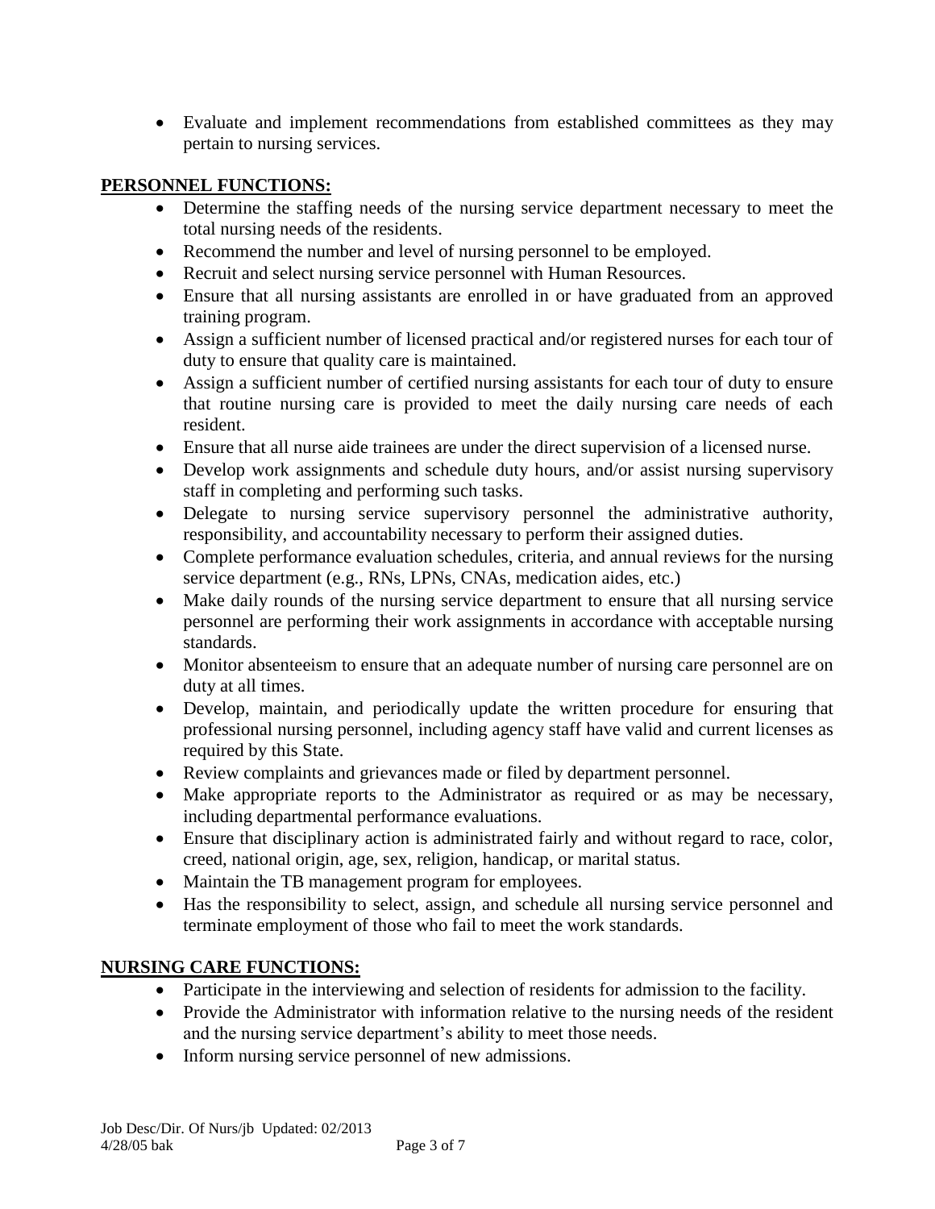- Evaluate and implement recommendations from established committees as they may pertain to nursing services.

**PERSONNEL FUNCTIONS:**

- Determine the staffing needs of the nursing service department necessary to meet the total nursing needs of the residents.
- Recommend the number and level of nursing personnel to be employed.
- Recruit and select nursing service personnel with Human Resources.
- Ensure that all nursing assistants are enrolled in or have graduated from an approved training program.
- Assign a sufficient number of licensed practical and/or registered nurses for each tour of duty to ensure that quality care is maintained.
- Assign a sufficient number of certified nursing assistants for each tour of duty to ensure that routine nursing care is provided to meet the daily nursing care needs of each resident.
- Ensure that all nurse aide trainees are under the direct supervision of a licensed nurse.
- Develop work assignments and schedule duty hours, and/or assist nursing supervisory staff in completing and performing such tasks.
- Delegate to nursing service supervisory personnel the administrative authority, responsibility, and accountability necessary to perform their assigned duties.
- Complete performance evaluation schedules, criteria, and annual reviews for the nursing service department (e.g., RNs, LPNs, CNAs, medication aides, etc.)
- Make daily rounds of the nursing service department to ensure that all nursing service personnel are performing their work assignments in accordance with acceptable nursing standards.
- Monitor absenteeism to ensure that an adequate number of nursing care personnel are on duty at all times.
- Develop, maintain, and periodically update the written procedure for ensuring that professional nursing personnel, including agency staff have valid and current licenses as required by this State.
- Review complaints and grievances made or filed by department personnel.
- Make appropriate reports to the Administrator as required or as may be necessary, including departmental performance evaluations.
- Ensure that disciplinary action is administrated fairly and without regard to race, color, creed, national origin, age, sex, religion, handicap, or marital status.
- Maintain the TB management program for employees.
- Has the responsibility to select, assign, and schedule all nursing service personnel and terminate employment of those who fail to meet the work standards.

**NURSING CARE FUNCTIONS:**

- Participate in the interviewing and selection of residents for admission to the facility.
- Provide the Administrator with information relative to the nursing needs of the resident and the nursing service department's ability to meet those needs.
- Inform nursing service personnel of new admissions.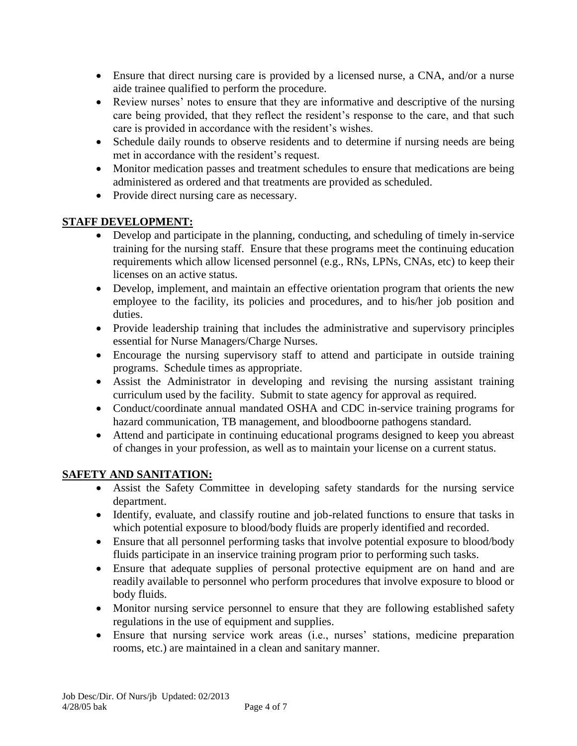- Ensure that direct nursing care is provided by a licensed nurse, a CNA, and/or a nurse aide trainee qualified to perform the procedure.
- Review nurses' notes to ensure that they are informative and descriptive of the nursing care being provided, that they reflect the resident's response to the care, and that such care is provided in accordance with the resident's wishes.
- Schedule daily rounds to observe residents and to determine if nursing needs are being met in accordance with the resident's request.
- Monitor medication passes and treatment schedules to ensure that medications are being administered as ordered and that treatments are provided as scheduled.
- Provide direct nursing care as necessary.

**STAFF DEVELOPMENT:**

- Develop and participate in the planning, conducting, and scheduling of timely in-service training for the nursing staff. Ensure that these programs meet the continuing education requirements which allow licensed personnel (e.g., RNs, LPNs, CNAs, etc) to keep their licenses on an active status.
- Develop, implement, and maintain an effective orientation program that orients the new employee to the facility, its policies and procedures, and to his/her job position and duties.
- Provide leadership training that includes the administrative and supervisory principles essential for Nurse Managers/Charge Nurses.
- Encourage the nursing supervisory staff to attend and participate in outside training programs. Schedule times as appropriate.
- Assist the Administrator in developing and revising the nursing assistant training curriculum used by the facility. Submit to state agency for approval as required.
- Conduct/coordinate annual mandated OSHA and CDC in-service training programs for hazard communication, TB management, and bloodboorne pathogens standard.
- Attend and participate in continuing educational programs designed to keep you abreast of changes in your profession, as well as to maintain your license on a current status.

**SAFETY AND SANITATION:**

- Assist the Safety Committee in developing safety standards for the nursing service department.
- Identify, evaluate, and classify routine and job-related functions to ensure that tasks in which potential exposure to blood/body fluids are properly identified and recorded.
- Ensure that all personnel performing tasks that involve potential exposure to blood/body fluids participate in an inservice training program prior to performing such tasks.
- Ensure that adequate supplies of personal protective equipment are on hand and are readily available to personnel who perform procedures that involve exposure to blood or body fluids.
- Monitor nursing service personnel to ensure that they are following established safety regulations in the use of equipment and supplies.
- Ensure that nursing service work areas (i.e., nurses' stations, medicine preparation rooms, etc.) are maintained in a clean and sanitary manner.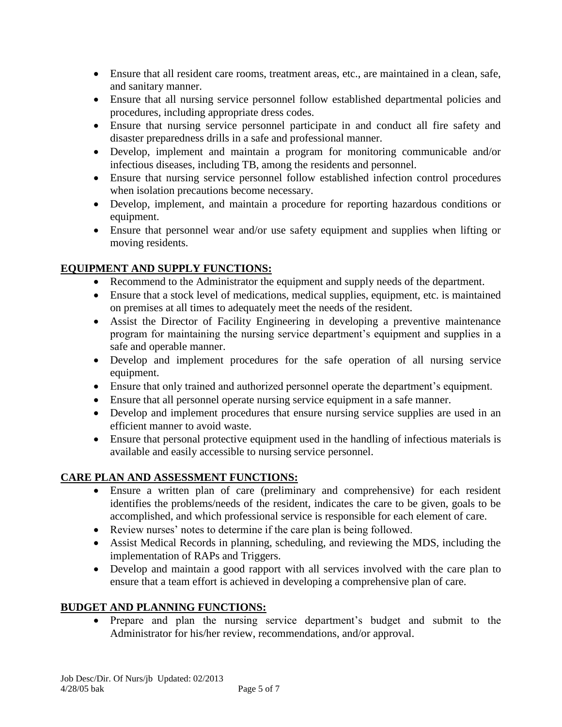- Ensure that all resident care rooms, treatment areas, etc., are maintained in a clean, safe, and sanitary manner.
- Ensure that all nursing service personnel follow established departmental policies and procedures, including appropriate dress codes.
- Ensure that nursing service personnel participate in and conduct all fire safety and disaster preparedness drills in a safe and professional manner.
- Develop, implement and maintain a program for monitoring communicable and/or infectious diseases, including TB, among the residents and personnel.
- Ensure that nursing service personnel follow established infection control procedures when isolation precautions become necessary.
- Develop, implement, and maintain a procedure for reporting hazardous conditions or equipment.
- Ensure that personnel wear and/or use safety equipment and supplies when lifting or moving residents.

**EQUIPMENT AND SUPPLY FUNCTIONS:**

- Recommend to the Administrator the equipment and supply needs of the department.
- Ensure that a stock level of medications, medical supplies, equipment, etc. is maintained on premises at all times to adequately meet the needs of the resident.
- Assist the Director of Facility Engineering in developing a preventive maintenance program for maintaining the nursing service department's equipment and supplies in a safe and operable manner.
- Develop and implement procedures for the safe operation of all nursing service equipment.
- Ensure that only trained and authorized personnel operate the department's equipment.
- Ensure that all personnel operate nursing service equipment in a safe manner.
- Develop and implement procedures that ensure nursing service supplies are used in an efficient manner to avoid waste.
- Ensure that personal protective equipment used in the handling of infectious materials is available and easily accessible to nursing service personnel.

**CARE PLAN AND ASSESSMENT FUNCTIONS:**

- Ensure a written plan of care (preliminary and comprehensive) for each resident identifies the problems/needs of the resident, indicates the care to be given, goals to be accomplished, and which professional service is responsible for each element of care.
- Review nurses' notes to determine if the care plan is being followed.
- Assist Medical Records in planning, scheduling, and reviewing the MDS, including the implementation of RAPs and Triggers.
- Develop and maintain a good rapport with all services involved with the care plan to ensure that a team effort is achieved in developing a comprehensive plan of care.

**BUDGET AND PLANNING FUNCTIONS:**

- Prepare and plan the nursing service department's budget and submit to the Administrator for his/her review, recommendations, and/or approval.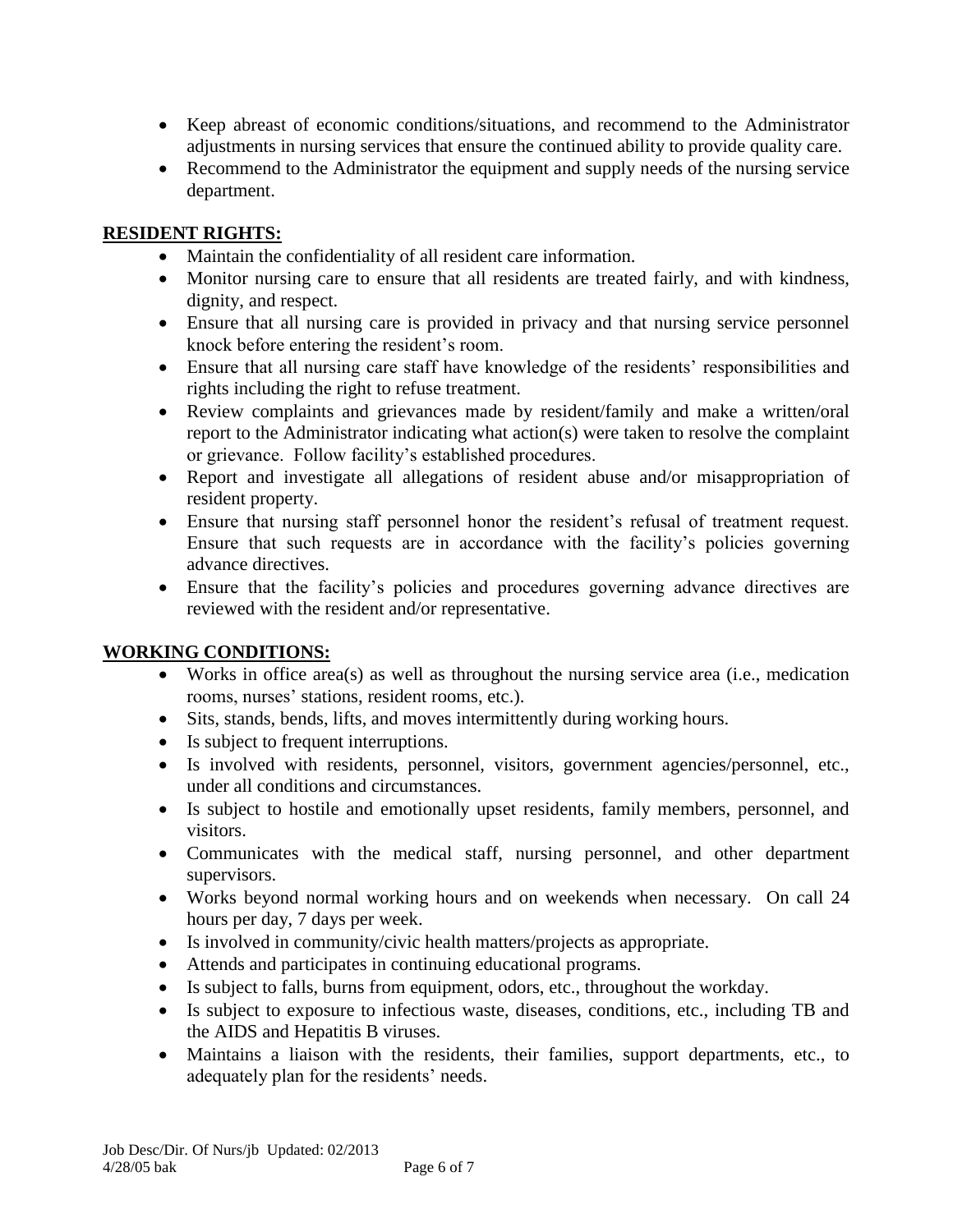- Keep abreast of economic conditions/situations, and recommend to the Administrator adjustments in nursing services that ensure the continued ability to provide quality care.
- Recommend to the Administrator the equipment and supply needs of the nursing service department.

**RESIDENT RIGHTS:**

- Maintain the confidentiality of all resident care information.
- Monitor nursing care to ensure that all residents are treated fairly, and with kindness, dignity, and respect.
- Ensure that all nursing care is provided in privacy and that nursing service personnel knock before entering the resident's room.
- Ensure that all nursing care staff have knowledge of the residents' responsibilities and rights including the right to refuse treatment.
- Review complaints and grievances made by resident/family and make a written/oral report to the Administrator indicating what action(s) were taken to resolve the complaint or grievance. Follow facility's established procedures.
- Report and investigate all allegations of resident abuse and/or misappropriation of resident property.
- Ensure that nursing staff personnel honor the resident's refusal of treatment request. Ensure that such requests are in accordance with the facility's policies governing advance directives.
- Ensure that the facility's policies and procedures governing advance directives are reviewed with the resident and/or representative.

**WORKING CONDITIONS:**

- Works in office area(s) as well as throughout the nursing service area (i.e., medication rooms, nurses' stations, resident rooms, etc.).
- Sits, stands, bends, lifts, and moves intermittently during working hours.
- Is subject to frequent interruptions.
- Is involved with residents, personnel, visitors, government agencies/personnel, etc., under all conditions and circumstances.
- Is subject to hostile and emotionally upset residents, family members, personnel, and visitors.
- Communicates with the medical staff, nursing personnel, and other department supervisors.
- Works beyond normal working hours and on weekends when necessary. On call 24 hours per day, 7 days per week.
- Is involved in community/civic health matters/projects as appropriate.
- Attends and participates in continuing educational programs.
- Is subject to falls, burns from equipment, odors, etc., throughout the workday.
- Is subject to exposure to infectious waste, diseases, conditions, etc., including TB and the AIDS and Hepatitis B viruses.
- Maintains a liaison with the residents, their families, support departments, etc., to adequately plan for the residents' needs.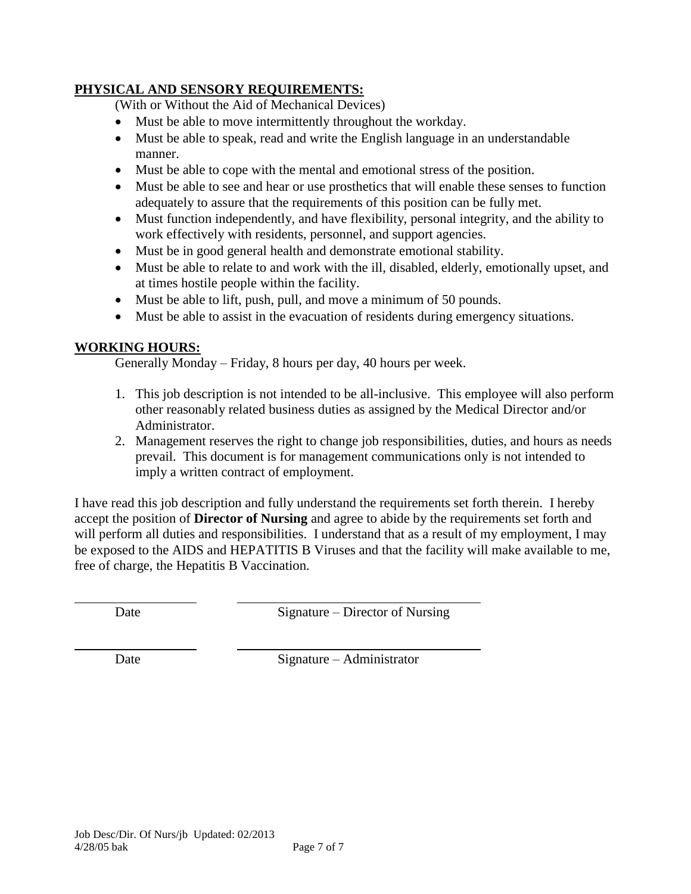## PHYSICAL AND SENSORY REQUIREMENTS:

(With or Without the Aid of Mechanical Devices)

- Must be able to move intermittently throughout the workday.
- Must be able to speak, read and write the English language in an understandable manner.
- Must be able to cope with the mental and emotional stress of the position.
- Must be able to see and hear or use prosthetics that will enable these senses to function adequately to assure that the requirements of this position can be fully met.
- Must function independently, and have flexibility, personal integrity, and the ability to work effectively with residents, personnel, and support agencies.
- Must be in good general health and demonstrate emotional stability.
- Must be able to relate to and work with the ill, disabled, elderly, emotionally upset, and at times hostile people within the facility.
- Must be able to lift, push, pull, and move a minimum of 50 pounds.
- Must be able to assist in the evacuation of residents during emergency situations.

## WORKING HOURS:

Generally Monday – Friday, 8 hours per day, 40 hours per week.

1. This job description is not intended to be all-inclusive. This employee will also perform other reasonably related business duties as assigned by the Medical Director and/or Administrator.
2. Management reserves the right to change job responsibilities, duties, and hours as needs prevail. This document is for management communications only is not intended to imply a written contract of employment.

I have read this job description and fully understand the requirements set forth therein. I hereby accept the position of **Director of Nursing** and agree to abide by the requirements set forth and will perform all duties and responsibilities. I understand that as a result of my employment, I may be exposed to the AIDS and HEPATITIS B Viruses and that the facility will make available to me, free of charge, the Hepatitis B Vaccination.

\_\_\_\_\_\_\_\_\_\_\_\_\_\_\_\_ \_\_\_\_\_\_\_\_\_\_\_\_\_\_\_\_\_\_\_\_\_\_\_\_\_\_\_\_\_\_\_\_

Date Signature – Director of Nursing

\_\_\_\_\_\_\_\_\_\_\_\_\_\_\_\_ \_\_\_\_\_\_\_\_\_\_\_\_\_\_\_\_\_\_\_\_\_\_\_\_\_\_\_\_\_\_\_\_

Date Signature – Administrator

Job Desc/Dir. Of Nurs/jb Updated: 02/2013
4/28/05 bak